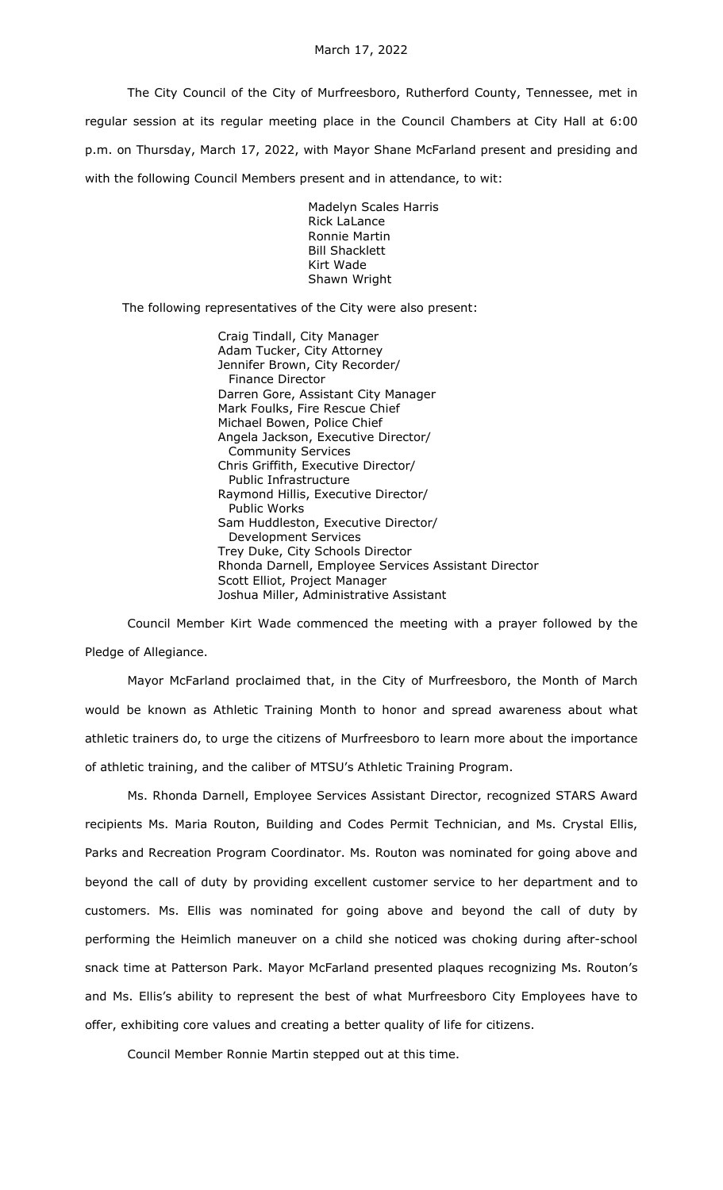March 17, 2022

The City Council of the City of Murfreesboro, Rutherford County, Tennessee, met in regular session at its regular meeting place in the Council Chambers at City Hall at 6:00 p.m. on Thursday, March 17, 2022, with Mayor Shane McFarland present and presiding and with the following Council Members present and in attendance, to wit:

Madelyn Scales Harris
Rick LaLance
Ronnie Martin
Bill Shacklett
Kirt Wade
Shawn Wright

The following representatives of the City were also present:

Craig Tindall, City Manager
Adam Tucker, City Attorney
Jennifer Brown, City Recorder/
  Finance Director
Darren Gore, Assistant City Manager
Mark Foulks, Fire Rescue Chief
Michael Bowen, Police Chief
Angela Jackson, Executive Director/
  Community Services
Chris Griffith, Executive Director/
  Public Infrastructure
Raymond Hillis, Executive Director/
  Public Works
Sam Huddleston, Executive Director/
  Development Services
Trey Duke, City Schools Director
Rhonda Darnell, Employee Services Assistant Director
Scott Elliot, Project Manager
Joshua Miller, Administrative Assistant

Council Member Kirt Wade commenced the meeting with a prayer followed by the Pledge of Allegiance.

Mayor McFarland proclaimed that, in the City of Murfreesboro, the Month of March would be known as Athletic Training Month to honor and spread awareness about what athletic trainers do, to urge the citizens of Murfreesboro to learn more about the importance of athletic training, and the caliber of MTSU's Athletic Training Program.

Ms. Rhonda Darnell, Employee Services Assistant Director, recognized STARS Award recipients Ms. Maria Routon, Building and Codes Permit Technician, and Ms. Crystal Ellis, Parks and Recreation Program Coordinator. Ms. Routon was nominated for going above and beyond the call of duty by providing excellent customer service to her department and to customers. Ms. Ellis was nominated for going above and beyond the call of duty by performing the Heimlich maneuver on a child she noticed was choking during after-school snack time at Patterson Park. Mayor McFarland presented plaques recognizing Ms. Routon's and Ms. Ellis's ability to represent the best of what Murfreesboro City Employees have to offer, exhibiting core values and creating a better quality of life for citizens.

Council Member Ronnie Martin stepped out at this time.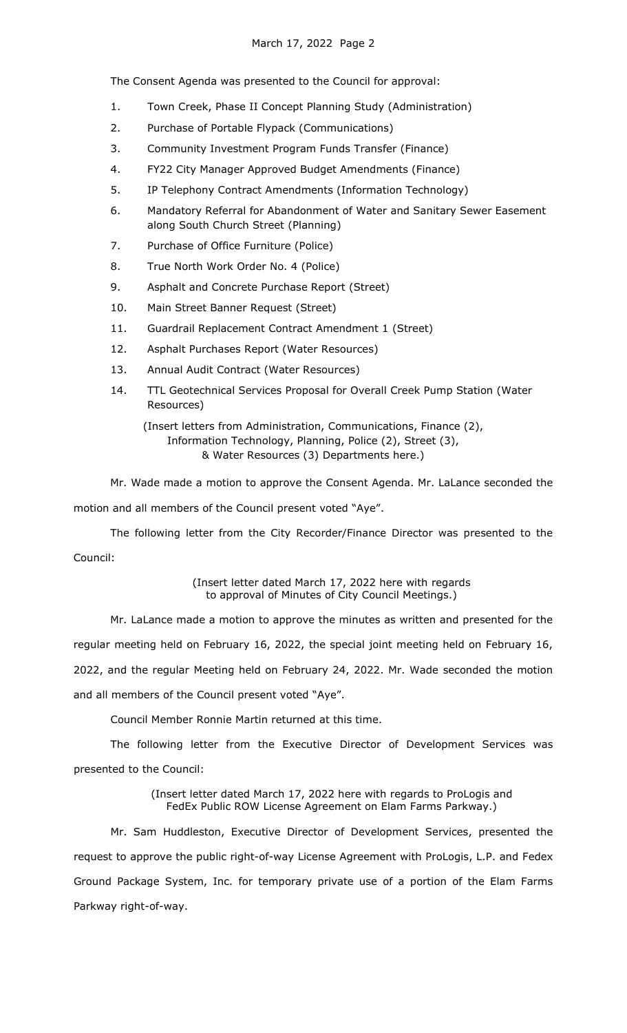The Consent Agenda was presented to the Council for approval:

1. Town Creek, Phase II Concept Planning Study (Administration)
2. Purchase of Portable Flypack (Communications)
3. Community Investment Program Funds Transfer (Finance)
4. FY22 City Manager Approved Budget Amendments (Finance)
5. IP Telephony Contract Amendments (Information Technology)
6. Mandatory Referral for Abandonment of Water and Sanitary Sewer Easement along South Church Street (Planning)
7. Purchase of Office Furniture (Police)
8. True North Work Order No. 4 (Police)
9. Asphalt and Concrete Purchase Report (Street)
10. Main Street Banner Request (Street)
11. Guardrail Replacement Contract Amendment 1 (Street)
12. Asphalt Purchases Report (Water Resources)
13. Annual Audit Contract (Water Resources)
14. TTL Geotechnical Services Proposal for Overall Creek Pump Station (Water Resources)

(Insert letters from Administration, Communications, Finance (2), Information Technology, Planning, Police (2), Street (3), & Water Resources (3) Departments here.)

Mr. Wade made a motion to approve the Consent Agenda. Mr. LaLance seconded the motion and all members of the Council present voted "Aye".

The following letter from the City Recorder/Finance Director was presented to the Council:

(Insert letter dated March 17, 2022 here with regards to approval of Minutes of City Council Meetings.)

Mr. LaLance made a motion to approve the minutes as written and presented for the regular meeting held on February 16, 2022, the special joint meeting held on February 16, 2022, and the regular Meeting held on February 24, 2022. Mr. Wade seconded the motion and all members of the Council present voted "Aye".

Council Member Ronnie Martin returned at this time.

The following letter from the Executive Director of Development Services was presented to the Council:

(Insert letter dated March 17, 2022 here with regards to ProLogis and FedEx Public ROW License Agreement on Elam Farms Parkway.)

Mr. Sam Huddleston, Executive Director of Development Services, presented the request to approve the public right-of-way License Agreement with ProLogis, L.P. and Fedex Ground Package System, Inc. for temporary private use of a portion of the Elam Farms Parkway right-of-way.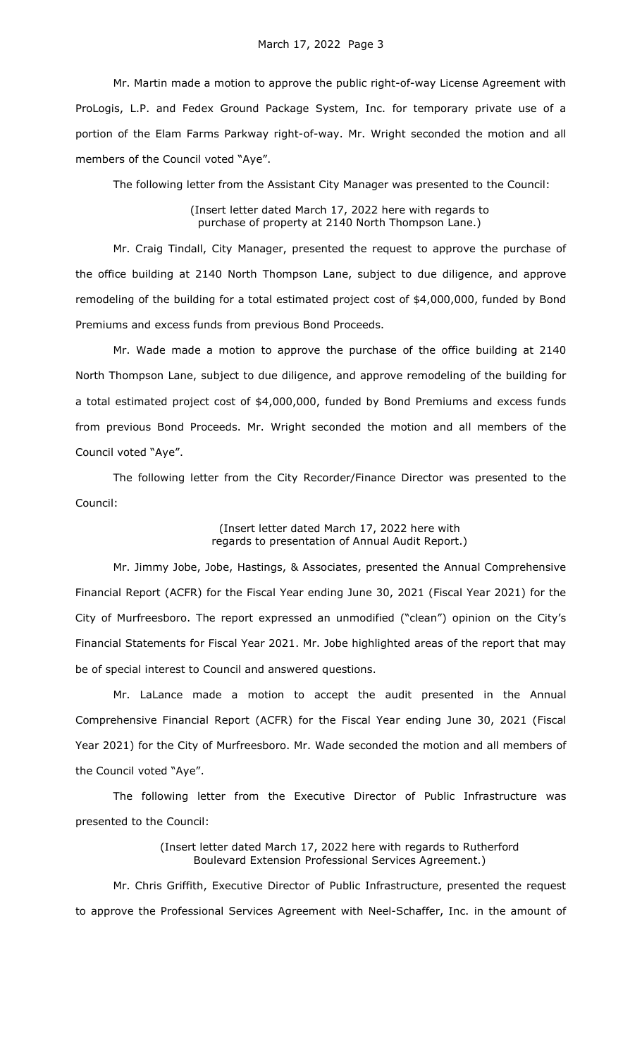Mr. Martin made a motion to approve the public right-of-way License Agreement with ProLogis, L.P. and Fedex Ground Package System, Inc. for temporary private use of a portion of the Elam Farms Parkway right-of-way. Mr. Wright seconded the motion and all members of the Council voted "Aye".

The following letter from the Assistant City Manager was presented to the Council:

(Insert letter dated March 17, 2022 here with regards to purchase of property at 2140 North Thompson Lane.)

Mr. Craig Tindall, City Manager, presented the request to approve the purchase of the office building at 2140 North Thompson Lane, subject to due diligence, and approve remodeling of the building for a total estimated project cost of $4,000,000, funded by Bond Premiums and excess funds from previous Bond Proceeds.

Mr. Wade made a motion to approve the purchase of the office building at 2140 North Thompson Lane, subject to due diligence, and approve remodeling of the building for a total estimated project cost of $4,000,000, funded by Bond Premiums and excess funds from previous Bond Proceeds. Mr. Wright seconded the motion and all members of the Council voted "Aye".

The following letter from the City Recorder/Finance Director was presented to the Council:

(Insert letter dated March 17, 2022 here with regards to presentation of Annual Audit Report.)

Mr. Jimmy Jobe, Jobe, Hastings, & Associates, presented the Annual Comprehensive Financial Report (ACFR) for the Fiscal Year ending June 30, 2021 (Fiscal Year 2021) for the City of Murfreesboro. The report expressed an unmodified ("clean") opinion on the City's Financial Statements for Fiscal Year 2021. Mr. Jobe highlighted areas of the report that may be of special interest to Council and answered questions.

Mr. LaLance made a motion to accept the audit presented in the Annual Comprehensive Financial Report (ACFR) for the Fiscal Year ending June 30, 2021 (Fiscal Year 2021) for the City of Murfreesboro. Mr. Wade seconded the motion and all members of the Council voted "Aye".

The following letter from the Executive Director of Public Infrastructure was presented to the Council:

(Insert letter dated March 17, 2022 here with regards to Rutherford Boulevard Extension Professional Services Agreement.)

Mr. Chris Griffith, Executive Director of Public Infrastructure, presented the request to approve the Professional Services Agreement with Neel-Schaffer, Inc. in the amount of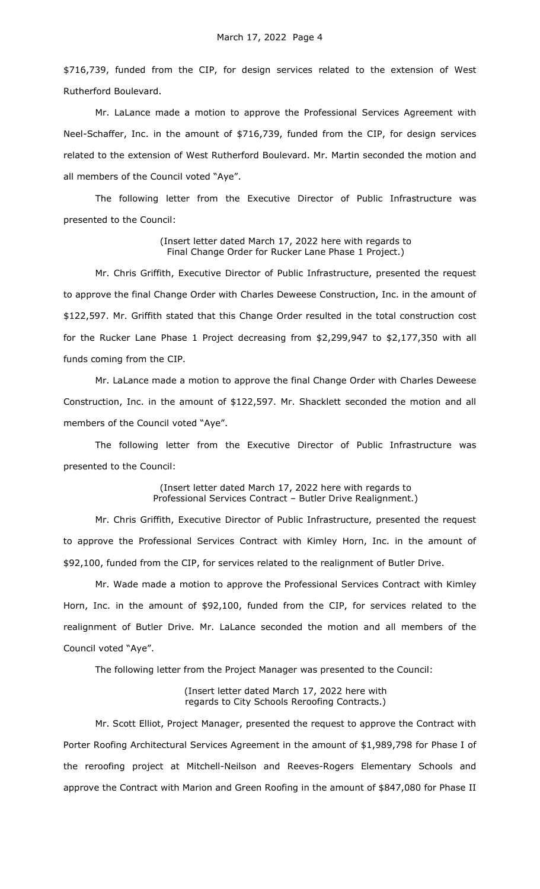$716,739, funded from the CIP, for design services related to the extension of West Rutherford Boulevard.

Mr. LaLance made a motion to approve the Professional Services Agreement with Neel-Schaffer, Inc. in the amount of $716,739, funded from the CIP, for design services related to the extension of West Rutherford Boulevard. Mr. Martin seconded the motion and all members of the Council voted "Aye".

The following letter from the Executive Director of Public Infrastructure was presented to the Council:

(Insert letter dated March 17, 2022 here with regards to Final Change Order for Rucker Lane Phase 1 Project.)

Mr. Chris Griffith, Executive Director of Public Infrastructure, presented the request to approve the final Change Order with Charles Deweese Construction, Inc. in the amount of $122,597. Mr. Griffith stated that this Change Order resulted in the total construction cost for the Rucker Lane Phase 1 Project decreasing from $2,299,947 to $2,177,350 with all funds coming from the CIP.

Mr. LaLance made a motion to approve the final Change Order with Charles Deweese Construction, Inc. in the amount of $122,597. Mr. Shacklett seconded the motion and all members of the Council voted "Aye".

The following letter from the Executive Director of Public Infrastructure was presented to the Council:

(Insert letter dated March 17, 2022 here with regards to Professional Services Contract – Butler Drive Realignment.)

Mr. Chris Griffith, Executive Director of Public Infrastructure, presented the request to approve the Professional Services Contract with Kimley Horn, Inc. in the amount of $92,100, funded from the CIP, for services related to the realignment of Butler Drive.

Mr. Wade made a motion to approve the Professional Services Contract with Kimley Horn, Inc. in the amount of $92,100, funded from the CIP, for services related to the realignment of Butler Drive. Mr. LaLance seconded the motion and all members of the Council voted "Aye".

The following letter from the Project Manager was presented to the Council:

(Insert letter dated March 17, 2022 here with regards to City Schools Reroofing Contracts.)

Mr. Scott Elliot, Project Manager, presented the request to approve the Contract with Porter Roofing Architectural Services Agreement in the amount of $1,989,798 for Phase I of the reroofing project at Mitchell-Neilson and Reeves-Rogers Elementary Schools and approve the Contract with Marion and Green Roofing in the amount of $847,080 for Phase II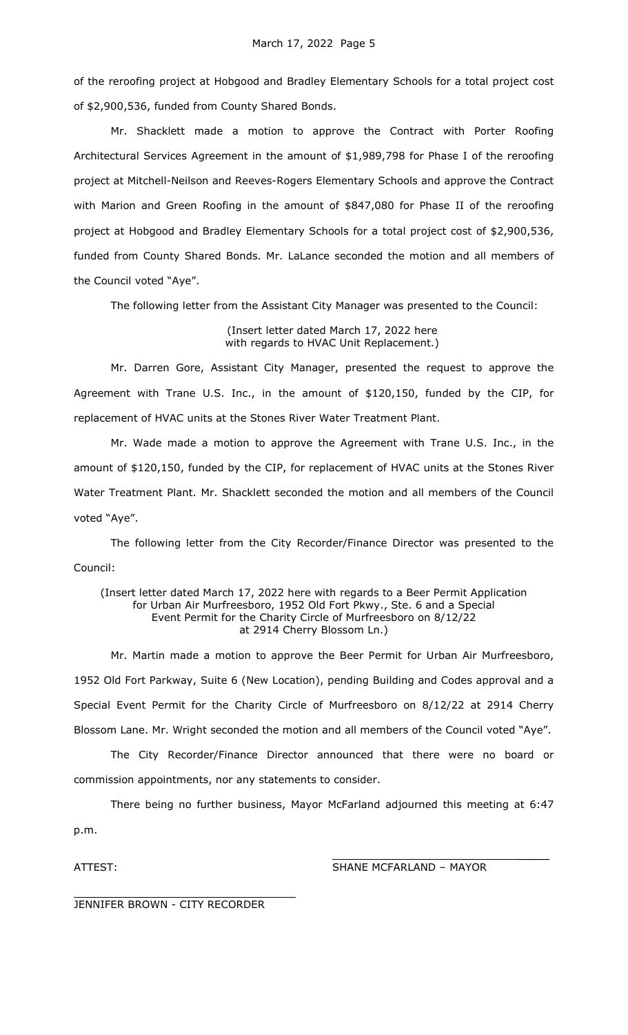of the reroofing project at Hobgood and Bradley Elementary Schools for a total project cost of $2,900,536, funded from County Shared Bonds.

Mr. Shacklett made a motion to approve the Contract with Porter Roofing Architectural Services Agreement in the amount of $1,989,798 for Phase I of the reroofing project at Mitchell-Neilson and Reeves-Rogers Elementary Schools and approve the Contract with Marion and Green Roofing in the amount of $847,080 for Phase II of the reroofing project at Hobgood and Bradley Elementary Schools for a total project cost of $2,900,536, funded from County Shared Bonds. Mr. LaLance seconded the motion and all members of the Council voted "Aye".

The following letter from the Assistant City Manager was presented to the Council:

(Insert letter dated March 17, 2022 here with regards to HVAC Unit Replacement.)

Mr. Darren Gore, Assistant City Manager, presented the request to approve the Agreement with Trane U.S. Inc., in the amount of $120,150, funded by the CIP, for replacement of HVAC units at the Stones River Water Treatment Plant.

Mr. Wade made a motion to approve the Agreement with Trane U.S. Inc., in the amount of $120,150, funded by the CIP, for replacement of HVAC units at the Stones River Water Treatment Plant. Mr. Shacklett seconded the motion and all members of the Council voted "Aye".

The following letter from the City Recorder/Finance Director was presented to the Council:

(Insert letter dated March 17, 2022 here with regards to a Beer Permit Application for Urban Air Murfreesboro, 1952 Old Fort Pkwy., Ste. 6 and a Special Event Permit for the Charity Circle of Murfreesboro on 8/12/22 at 2914 Cherry Blossom Ln.)

Mr. Martin made a motion to approve the Beer Permit for Urban Air Murfreesboro, 1952 Old Fort Parkway, Suite 6 (New Location), pending Building and Codes approval and a Special Event Permit for the Charity Circle of Murfreesboro on 8/12/22 at 2914 Cherry Blossom Lane. Mr. Wright seconded the motion and all members of the Council voted "Aye".

The City Recorder/Finance Director announced that there were no board or commission appointments, nor any statements to consider.

There being no further business, Mayor McFarland adjourned this meeting at 6:47 p.m.

ATTEST:

SHANE MCFARLAND – MAYOR

JENNIFER BROWN - CITY RECORDER